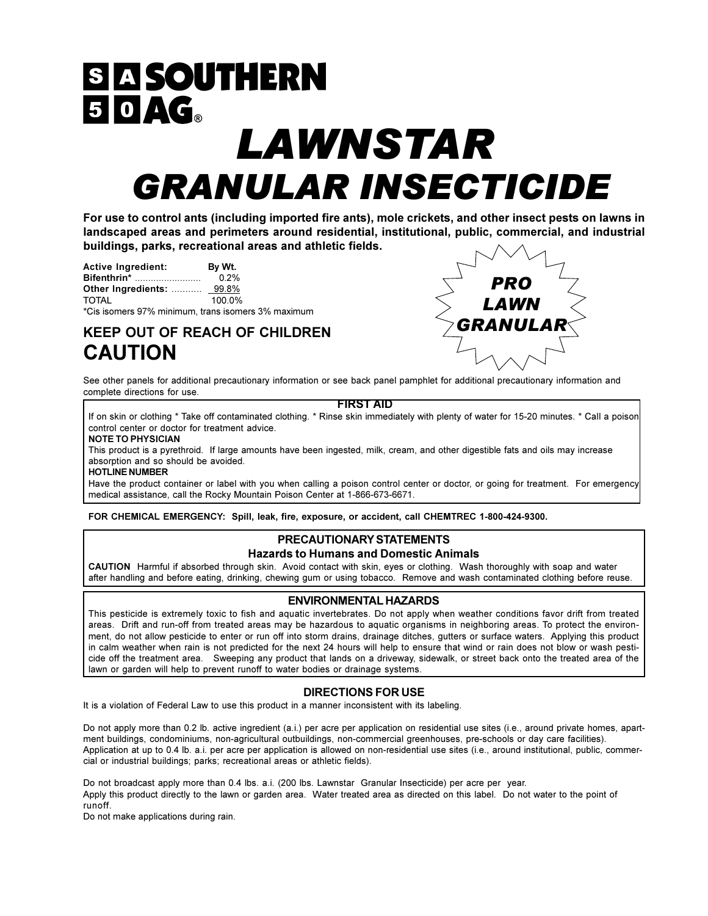**SA 50 SOUTHERN AG®**

# LAWNSTAR

# GRANULAR INSECTICIDE

**For use to control ants (including imported fire ants), mole crickets, and other insect pests on lawns in landscaped areas and perimeters around residential, institutional, public, commercial, and industrial buildings, parks, recreational areas and athletic fields.**

**PRO LAWN GRANULAR**

| **Active Ingredient:** | **By Wt.** |
|---|---|
| **Bifenthrin*** ......................... | 0.2% |
| **Other Ingredients:** ........... | 99.8% |
| TOTAL | 100.0% |

*Cis isomers 97% minimum, trans isomers 3% maximum

## KEEP OUT OF REACH OF CHILDREN

## CAUTION

See other panels for additional precautionary information or see back panel pamphlet for additional precautionary information and complete directions for use.

### FIRST AID

If on skin or clothing * Take off contaminated clothing. * Rinse skin immediately with plenty of water for 15-20 minutes. * Call a poison control center or doctor for treatment advice.

**NOTE TO PHYSICIAN**

This product is a pyrethroid. If large amounts have been ingested, milk, cream, and other digestible fats and oils may increase absorption and so should be avoided.

**HOTLINE NUMBER**

Have the product container or label with you when calling a poison control center or doctor, or going for treatment. For emergency medical assistance, call the Rocky Mountain Poison Center at 1-866-673-6671.

**FOR CHEMICAL EMERGENCY: Spill, leak, fire, exposure, or accident, call CHEMTREC 1-800-424-9300.**

### PRECAUTIONARY STATEMENTS

**Hazards to Humans and Domestic Animals**

**CAUTION** Harmful if absorbed through skin. Avoid contact with skin, eyes or clothing. Wash thoroughly with soap and water after handling and before eating, drinking, chewing gum or using tobacco. Remove and wash contaminated clothing before reuse.

### ENVIRONMENTAL HAZARDS

This pesticide is extremely toxic to fish and aquatic invertebrates. Do not apply when weather conditions favor drift from treated areas. Drift and run-off from treated areas may be hazardous to aquatic organisms in neighboring areas. To protect the environment, do not allow pesticide to enter or run off into storm drains, drainage ditches, gutters or surface waters. Applying this product in calm weather when rain is not predicted for the next 24 hours will help to ensure that wind or rain does not blow or wash pesticide off the treatment area. Sweeping any product that lands on a driveway, sidewalk, or street back onto the treated area of the lawn or garden will help to prevent runoff to water bodies or drainage systems.

### DIRECTIONS FOR USE

It is a violation of Federal Law to use this product in a manner inconsistent with its labeling.

Do not apply more than 0.2 lb. active ingredient (a.i.) per acre per application on residential use sites (i.e., around private homes, apartment buildings, condominiums, non-agricultural outbuildings, non-commercial greenhouses, pre-schools or day care facilities). Application at up to 0.4 lb. a.i. per acre per application is allowed on non-residential use sites (i.e., around institutional, public, commercial or industrial buildings; parks; recreational areas or athletic fields).

Do not broadcast apply more than 0.4 lbs. a.i. (200 lbs. Lawnstar Granular Insecticide) per acre per year.
Apply this product directly to the lawn or garden area. Water treated area as directed on this label. Do not water to the point of runoff.
Do not make applications during rain.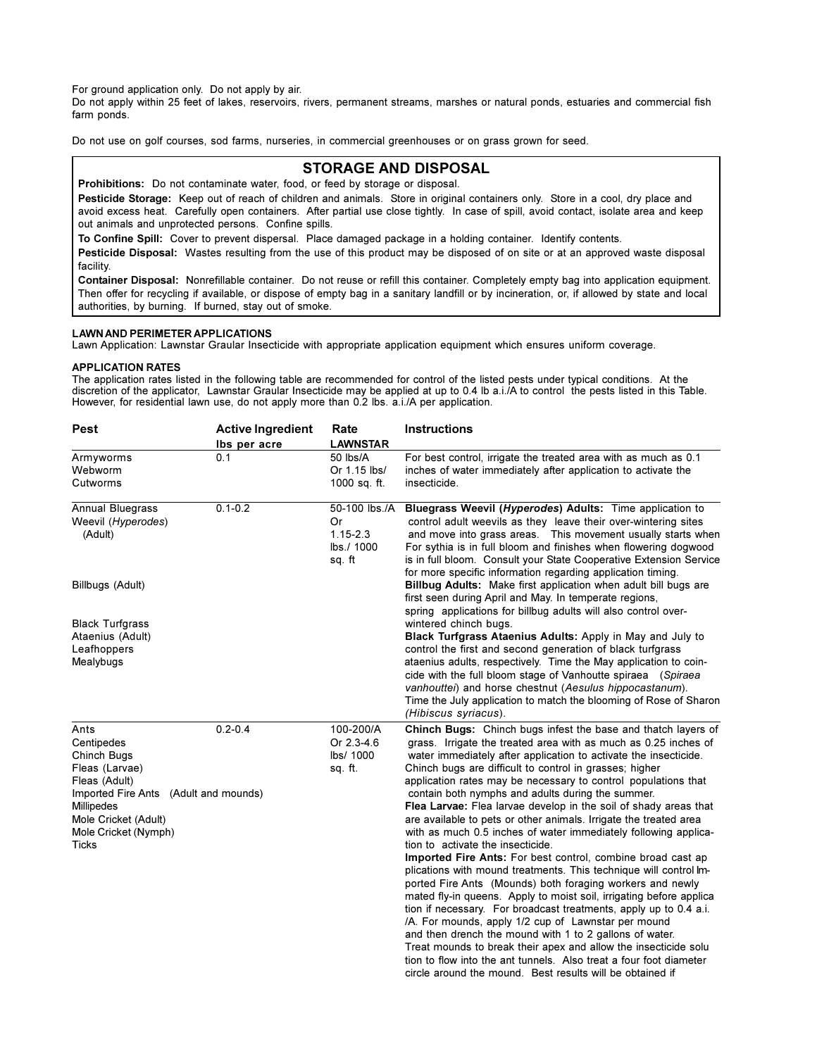For ground application only. Do not apply by air.
Do not apply within 25 feet of lakes, reservoirs, rivers, permanent streams, marshes or natural ponds, estuaries and commercial fish farm ponds.

Do not use on golf courses, sod farms, nurseries, in commercial greenhouses or on grass grown for seed.

## STORAGE AND DISPOSAL

**Prohibitions:** Do not contaminate water, food, or feed by storage or disposal.

**Pesticide Storage:** Keep out of reach of children and animals. Store in original containers only. Store in a cool, dry place and avoid excess heat. Carefully open containers. After partial use close tightly. In case of spill, avoid contact, isolate area and keep out animals and unprotected persons. Confine spills.

**To Confine Spill:** Cover to prevent dispersal. Place damaged package in a holding container. Identify contents.

**Pesticide Disposal:** Wastes resulting from the use of this product may be disposed of on site or at an approved waste disposal facility.

**Container Disposal:** Nonrefillable container. Do not reuse or refill this container. Completely empty bag into application equipment. Then offer for recycling if available, or dispose of empty bag in a sanitary landfill or by incineration, or, if allowed by state and local authorities, by burning. If burned, stay out of smoke.

**LAWN AND PERIMETER APPLICATIONS**

Lawn Application: Lawnstar Graular Insecticide with appropriate application equipment which ensures uniform coverage.

**APPLICATION RATES**

The application rates listed in the following table are recommended for control of the listed pests under typical conditions. At the discretion of the applicator, Lawnstar Graular Insecticide may be applied at up to 0.4 lb a.i./A to control the pests listed in this Table. However, for residential lawn use, do not apply more than 0.2 lbs. a.i./A per application.

| Pest | Active Ingredient lbs per acre | Rate LAWNSTAR | Instructions |
|---|---|---|---|
| Armyworms<br>Webworm<br>Cutworms | 0.1 | 50 lbs/A<br>Or 1.15 lbs/<br>1000 sq. ft. | For best control, irrigate the treated area with as much as 0.1 inches of water immediately after application to activate the insecticide. |
| Annual Bluegrass Weevil (*Hyperodes*) (Adult)<br><br>Billbugs (Adult)<br><br>Black Turfgrass Ataenius (Adult)<br>Leafhoppers<br>Mealybugs | 0.1-0.2 | 50-100 lbs./A<br>Or<br>1.15-2.3 lbs./ 1000 sq. ft | **Bluegrass Weevil (*Hyperodes*) Adults:** Time application to control adult weevils as they leave their over-wintering sites and move into grass areas. This movement usually starts when For sythia is in full bloom and finishes when flowering dogwood is in full bloom. Consult your State Cooperative Extension Service for more specific information regarding application timing.<br>**Billbug Adults:** Make first application when adult bill bugs are first seen during April and May. In temperate regions, spring applications for billbug adults will also control over-wintered chinch bugs.<br>**Black Turfgrass Ataenius Adults:** Apply in May and July to control the first and second generation of black turfgrass ataenius adults, respectively. Time the May application to coin-cide with the full bloom stage of Vanhoutte spiraea (*Spiraea vanhouttei*) and horse chestnut (*Aesulus hippocastanum*). Time the July application to match the blooming of Rose of Sharon (*Hibiscus syriacus*). |
| Ants<br>Centipedes<br>Chinch Bugs<br>Fleas (Larvae)<br>Fleas (Adult)<br>Imported Fire Ants (Adult and mounds)<br>Millipedes<br>Mole Cricket (Adult)<br>Mole Cricket (Nymph)<br>Ticks | 0.2-0.4 | 100-200/A<br>Or 2.3-4.6 lbs/ 1000 sq. ft. | **Chinch Bugs:** Chinch bugs infest the base and thatch layers of grass. Irrigate the treated area with as much as 0.25 inches of water immediately after application to activate the insecticide. Chinch bugs are difficult to control in grasses; higher application rates may be necessary to control populations that contain both nymphs and adults during the summer.<br>**Flea Larvae:** Flea larvae develop in the soil of shady areas that are available to pets or other animals. Irrigate the treated area with as much 0.5 inches of water immediately following applica-tion to activate the insecticide.<br>**Imported Fire Ants:** For best control, combine broad cast ap plications with mound treatments. This technique will control Im-ported Fire Ants (Mounds) both foraging workers and newly mated fly-in queens. Apply to moist soil, irrigating before applica tion if necessary. For broadcast treatments, apply up to 0.4 a.i. /A. For mounds, apply 1/2 cup of Lawnstar per mound and then drench the mound with 1 to 2 gallons of water. Treat mounds to break their apex and allow the insecticide solu tion to flow into the ant tunnels. Also treat a four foot diameter circle around the mound. Best results will be obtained if |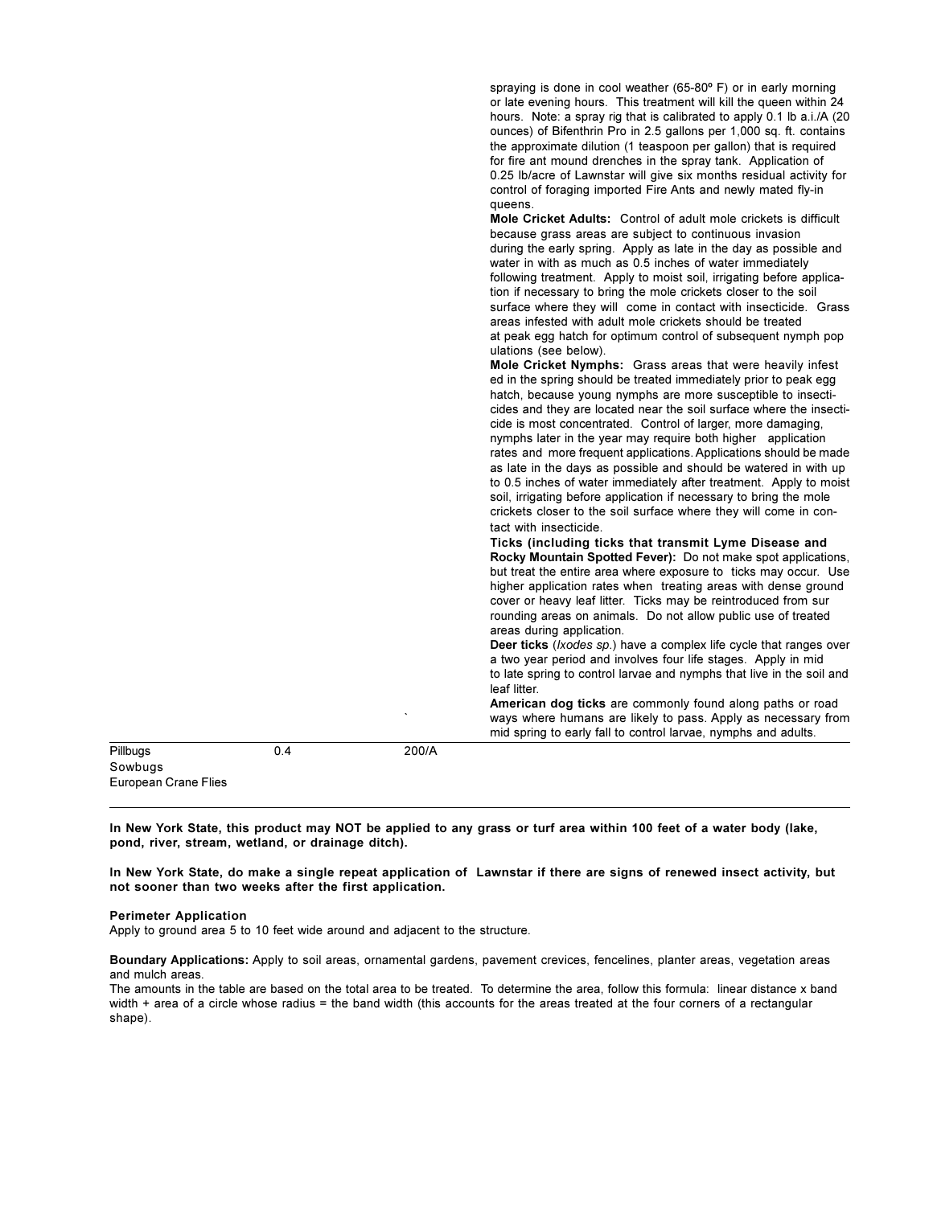| | | | |
|---|---|---|---|
| | | | spraying is done in cool weather (65-80º F) or in early morning or late evening hours. This treatment will kill the queen within 24 hours. Note: a spray rig that is calibrated to apply 0.1 lb a.i./A (20 ounces) of Bifenthrin Pro in 2.5 gallons per 1,000 sq. ft. contains the approximate dilution (1 teaspoon per gallon) that is required for fire ant mound drenches in the spray tank. Application of 0.25 lb/acre of Lawnstar will give six months residual activity for control of foraging imported Fire Ants and newly mated fly-in queens.<br>**Mole Cricket Adults:** Control of adult mole crickets is difficult because grass areas are subject to continuous invasion during the early spring. Apply as late in the day as possible and water in with as much as 0.5 inches of water immediately following treatment. Apply to moist soil, irrigating before application if necessary to bring the mole crickets closer to the soil surface where they will come in contact with insecticide. Grass areas infested with adult mole crickets should be treated at peak egg hatch for optimum control of subsequent nymph populations (see below).<br>**Mole Cricket Nymphs:** Grass areas that were heavily infested in the spring should be treated immediately prior to peak egg hatch, because young nymphs are more susceptible to insecticides and they are located near the soil surface where the insecticide is most concentrated. Control of larger, more damaging, nymphs later in the year may require both higher application rates and more frequent applications. Applications should be made as late in the days as possible and should be watered in with up to 0.5 inches of water immediately after treatment. Apply to moist soil, irrigating before application if necessary to bring the mole crickets closer to the soil surface where they will come in contact with insecticide.<br>**Ticks (including ticks that transmit Lyme Disease and Rocky Mountain Spotted Fever):** Do not make spot applications, but treat the entire area where exposure to ticks may occur. Use higher application rates when treating areas with dense ground cover or heavy leaf litter. Ticks may be reintroduced from surrounding areas on animals. Do not allow public use of treated areas during application.<br>**Deer ticks** (*Ixodes sp.*) have a complex life cycle that ranges over a two year period and involves four life stages. Apply in mid to late spring to control larvae and nymphs that live in the soil and leaf litter.<br>**American dog ticks** are commonly found along paths or road ways where humans are likely to pass. Apply as necessary from mid spring to early fall to control larvae, nymphs and adults. |
| Pillbugs<br>Sowbugs<br>European Crane Flies | 0.4 | 200/A | |

**In New York State, this product may NOT be applied to any grass or turf area within 100 feet of a water body (lake, pond, river, stream, wetland, or drainage ditch).**

**In New York State, do make a single repeat application of Lawnstar if there are signs of renewed insect activity, but not sooner than two weeks after the first application.**

**Perimeter Application**

Apply to ground area 5 to 10 feet wide around and adjacent to the structure.

**Boundary Applications:** Apply to soil areas, ornamental gardens, pavement crevices, fencelines, planter areas, vegetation areas and mulch areas.

The amounts in the table are based on the total area to be treated. To determine the area, follow this formula: linear distance x band width + area of a circle whose radius = the band width (this accounts for the areas treated at the four corners of a rectangular shape).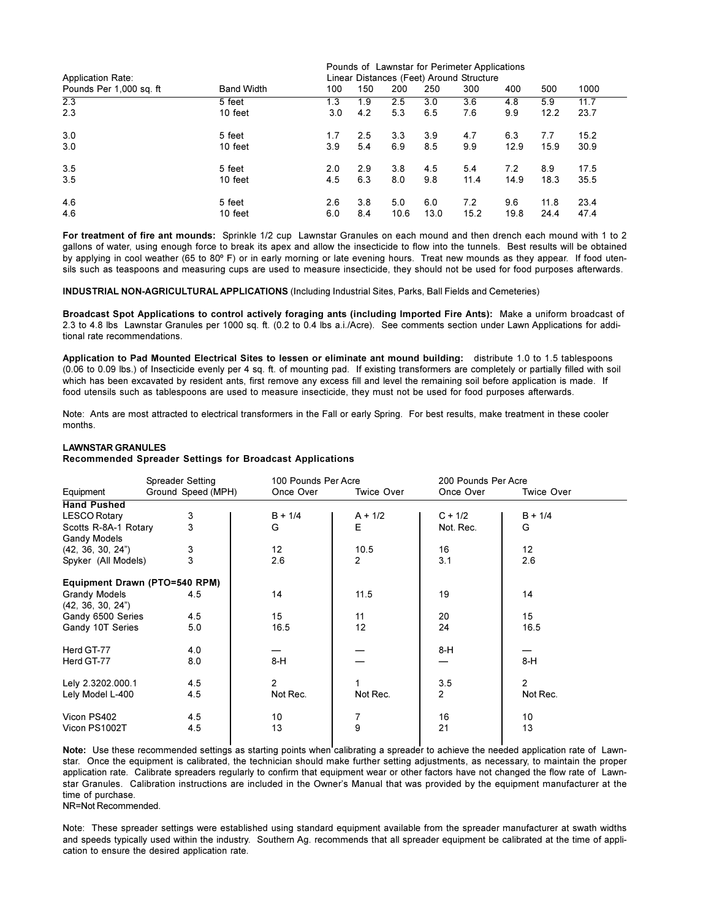| Application Rate: Pounds Per 1,000 sq. ft | Band Width | Pounds of Lawnstar for Perimeter Applications Linear Distances (Feet) Around Structure 100 | 150 | 200 | 250 | 300 | 400 | 500 | 1000 |
|---|---|---|---|---|---|---|---|---|---|
| 2.3 | 5 feet | 1.3 | 1.9 | 2.5 | 3.0 | 3.6 | 4.8 | 5.9 | 11.7 |
| 2.3 | 10 feet | 3.0 | 4.2 | 5.3 | 6.5 | 7.6 | 9.9 | 12.2 | 23.7 |
| 3.0 | 5 feet | 1.7 | 2.5 | 3.3 | 3.9 | 4.7 | 6.3 | 7.7 | 15.2 |
| 3.0 | 10 feet | 3.9 | 5.4 | 6.9 | 8.5 | 9.9 | 12.9 | 15.9 | 30.9 |
| 3.5 | 5 feet | 2.0 | 2.9 | 3.8 | 4.5 | 5.4 | 7.2 | 8.9 | 17.5 |
| 3.5 | 10 feet | 4.5 | 6.3 | 8.0 | 9.8 | 11.4 | 14.9 | 18.3 | 35.5 |
| 4.6 | 5 feet | 2.6 | 3.8 | 5.0 | 6.0 | 7.2 | 9.6 | 11.8 | 23.4 |
| 4.6 | 10 feet | 6.0 | 8.4 | 10.6 | 13.0 | 15.2 | 19.8 | 24.4 | 47.4 |

**For treatment of fire ant mounds:** Sprinkle 1/2 cup Lawnstar Granules on each mound and then drench each mound with 1 to 2 gallons of water, using enough force to break its apex and allow the insecticide to flow into the tunnels. Best results will be obtained by applying in cool weather (65 to 80º F) or in early morning or late evening hours. Treat new mounds as they appear. If food utensils such as teaspoons and measuring cups are used to measure insecticide, they should not be used for food purposes afterwards.

**INDUSTRIAL NON-AGRICULTURAL APPLICATIONS** (Including Industrial Sites, Parks, Ball Fields and Cemeteries)

**Broadcast Spot Applications to control actively foraging ants (including Imported Fire Ants):** Make a uniform broadcast of 2.3 to 4.8 lbs Lawnstar Granules per 1000 sq. ft. (0.2 to 0.4 lbs a.i./Acre). See comments section under Lawn Applications for additional rate recommendations.

**Application to Pad Mounted Electrical Sites to lessen or eliminate ant mound building:** distribute 1.0 to 1.5 tablespoons (0.06 to 0.09 lbs.) of Insecticide evenly per 4 sq. ft. of mounting pad. If existing transformers are completely or partially filled with soil which has been excavated by resident ants, first remove any excess fill and level the remaining soil before application is made. If food utensils such as tablespoons are used to measure insecticide, they must not be used for food purposes afterwards.

Note: Ants are most attracted to electrical transformers in the Fall or early Spring. For best results, make treatment in these cooler months.

**LAWNSTAR GRANULES**
**Recommended Spreader Settings for Broadcast Applications**

| Equipment | Spreader Setting Ground Speed (MPH) | 100 Pounds Per Acre Once Over | 100 Pounds Per Acre Twice Over | 200 Pounds Per Acre Once Over | 200 Pounds Per Acre Twice Over |
|---|---|---|---|---|---|
| **Hand Pushed** | | | | | |
| LESCO Rotary | 3 | B + 1/4 | A + 1/2 | C + 1/2 | B + 1/4 |
| Scotts R-8A-1 Rotary | 3 | G | E | Not. Rec. | G |
| Gandy Models (42, 36, 30, 24") | 3 | 12 | 10.5 | 16 | 12 |
| Spyker (All Models) | 3 | 2.6 | 2 | 3.1 | 2.6 |
| **Equipment Drawn (PTO=540 RPM)** | | | | | |
| Grandy Models (42, 36, 30, 24") | 4.5 | 14 | 11.5 | 19 | 14 |
| Gandy 6500 Series | 4.5 | 15 | 11 | 20 | 15 |
| Gandy 10T Series | 5.0 | 16.5 | 12 | 24 | 16.5 |
| Herd GT-77 | 4.0 | — | — | 8-H | — |
| Herd GT-77 | 8.0 | 8-H | — | — | 8-H |
| Lely 2.3202.000.1 | 4.5 | 2 | 1 | 3.5 | 2 |
| Lely Model L-400 | 4.5 | Not Rec. | Not Rec. | 2 | Not Rec. |
| Vicon PS402 | 4.5 | 10 | 7 | 16 | 10 |
| Vicon PS1002T | 4.5 | 13 | 9 | 21 | 13 |

**Note:** Use these recommended settings as starting points when calibrating a spreader to achieve the needed application rate of Lawnstar. Once the equipment is calibrated, the technician should make further setting adjustments, as necessary, to maintain the proper application rate. Calibrate spreaders regularly to confirm that equipment wear or other factors have not changed the flow rate of Lawnstar Granules. Calibration instructions are included in the Owner's Manual that was provided by the equipment manufacturer at the time of purchase.
NR=Not Recommended.

Note: These spreader settings were established using standard equipment available from the spreader manufacturer at swath widths and speeds typically used within the industry. Southern Ag. recommends that all spreader equipment be calibrated at the time of application to ensure the desired application rate.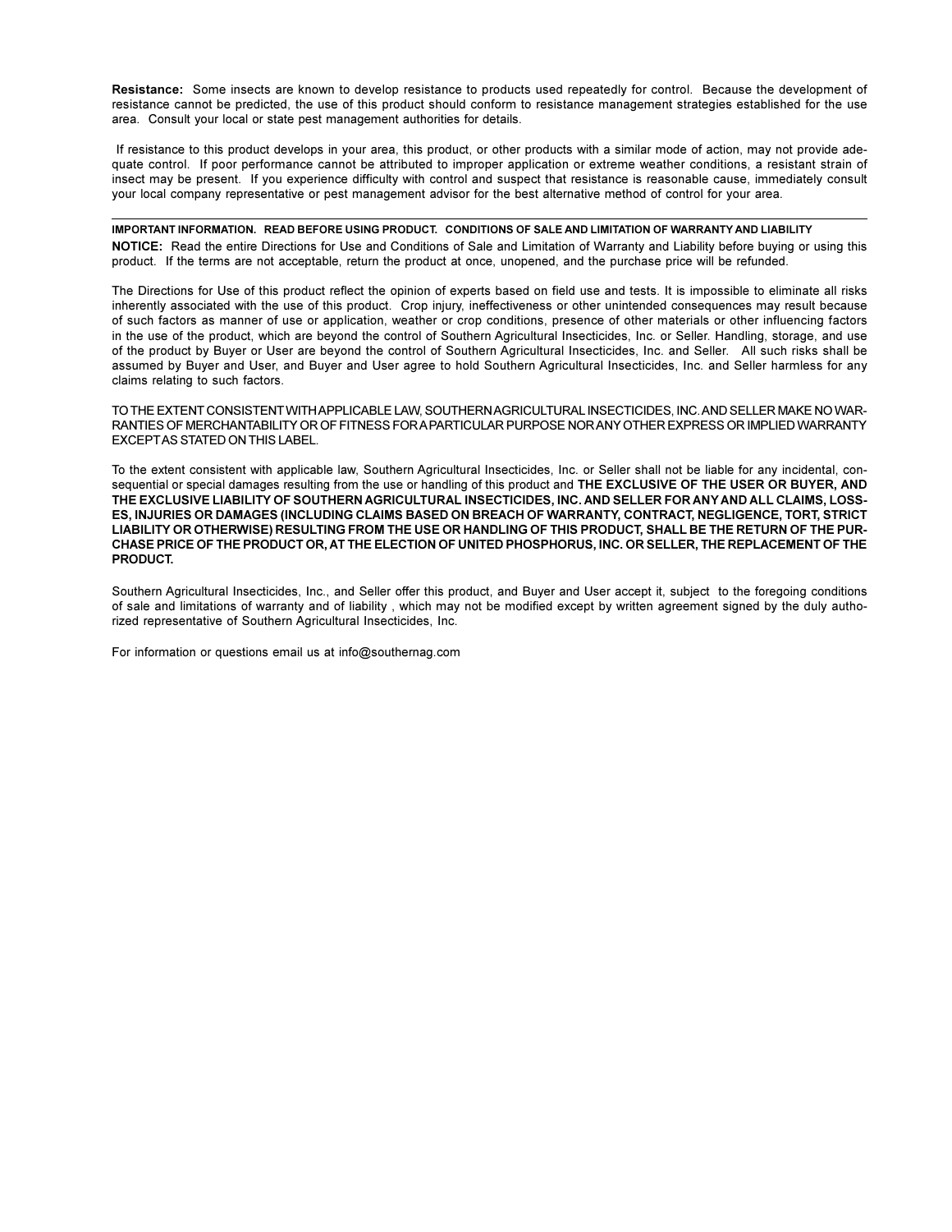**Resistance:** Some insects are known to develop resistance to products used repeatedly for control. Because the development of resistance cannot be predicted, the use of this product should conform to resistance management strategies established for the use area. Consult your local or state pest management authorities for details.

If resistance to this product develops in your area, this product, or other products with a similar mode of action, may not provide adequate control. If poor performance cannot be attributed to improper application or extreme weather conditions, a resistant strain of insect may be present. If you experience difficulty with control and suspect that resistance is reasonable cause, immediately consult your local company representative or pest management advisor for the best alternative method of control for your area.

---

**IMPORTANT INFORMATION. READ BEFORE USING PRODUCT. CONDITIONS OF SALE AND LIMITATION OF WARRANTY AND LIABILITY**

**NOTICE:** Read the entire Directions for Use and Conditions of Sale and Limitation of Warranty and Liability before buying or using this product. If the terms are not acceptable, return the product at once, unopened, and the purchase price will be refunded.

The Directions for Use of this product reflect the opinion of experts based on field use and tests. It is impossible to eliminate all risks inherently associated with the use of this product. Crop injury, ineffectiveness or other unintended consequences may result because of such factors as manner of use or application, weather or crop conditions, presence of other materials or other influencing factors in the use of the product, which are beyond the control of Southern Agricultural Insecticides, Inc. or Seller. Handling, storage, and use of the product by Buyer or User are beyond the control of Southern Agricultural Insecticides, Inc. and Seller. All such risks shall be assumed by Buyer and User, and Buyer and User agree to hold Southern Agricultural Insecticides, Inc. and Seller harmless for any claims relating to such factors.

TO THE EXTENT CONSISTENT WITH APPLICABLE LAW, SOUTHERN AGRICULTURAL INSECTICIDES, INC. AND SELLER MAKE NO WARRANTIES OF MERCHANTABILITY OR OF FITNESS FOR A PARTICULAR PURPOSE NOR ANY OTHER EXPRESS OR IMPLIED WARRANTY EXCEPT AS STATED ON THIS LABEL.

To the extent consistent with applicable law, Southern Agricultural Insecticides, Inc. or Seller shall not be liable for any incidental, consequential or special damages resulting from the use or handling of this product and **THE EXCLUSIVE OF THE USER OR BUYER, AND THE EXCLUSIVE LIABILITY OF SOUTHERN AGRICULTURAL INSECTICIDES, INC. AND SELLER FOR ANY AND ALL CLAIMS, LOSSES, INJURIES OR DAMAGES (INCLUDING CLAIMS BASED ON BREACH OF WARRANTY, CONTRACT, NEGLIGENCE, TORT, STRICT LIABILITY OR OTHERWISE) RESULTING FROM THE USE OR HANDLING OF THIS PRODUCT, SHALL BE THE RETURN OF THE PURCHASE PRICE OF THE PRODUCT OR, AT THE ELECTION OF UNITED PHOSPHORUS, INC. OR SELLER, THE REPLACEMENT OF THE PRODUCT.**

Southern Agricultural Insecticides, Inc., and Seller offer this product, and Buyer and User accept it, subject to the foregoing conditions of sale and limitations of warranty and of liability , which may not be modified except by written agreement signed by the duly authorized representative of Southern Agricultural Insecticides, Inc.

For information or questions email us at info@southernag.com